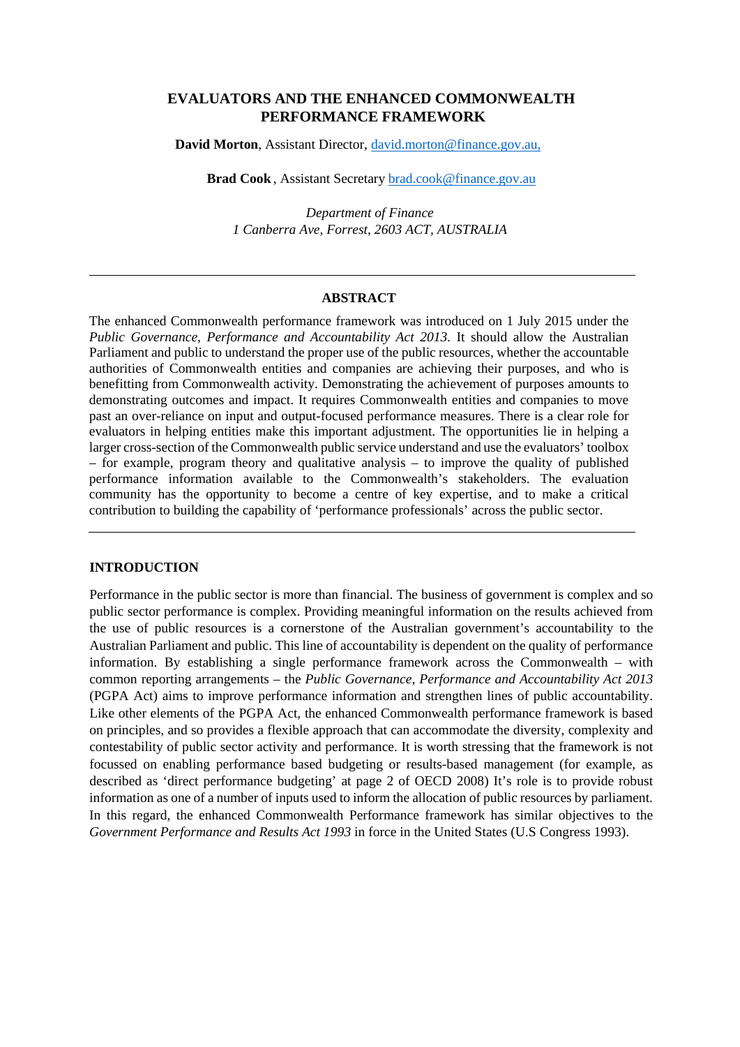# EVALUATORS AND THE ENHANCED COMMONWEALTH PERFORMANCE FRAMEWORK

**David Morton**, Assistant Director, david.morton@finance.gov.au,

**Brad Cook** , Assistant Secretary brad.cook@finance.gov.au

*Department of Finance*
*1 Canberra Ave, Forrest, 2603 ACT, AUSTRALIA*

---

## ABSTRACT

The enhanced Commonwealth performance framework was introduced on 1 July 2015 under the *Public Governance, Performance and Accountability Act 2013*. It should allow the Australian Parliament and public to understand the proper use of the public resources, whether the accountable authorities of Commonwealth entities and companies are achieving their purposes, and who is benefitting from Commonwealth activity. Demonstrating the achievement of purposes amounts to demonstrating outcomes and impact. It requires Commonwealth entities and companies to move past an over-reliance on input and output-focused performance measures. There is a clear role for evaluators in helping entities make this important adjustment. The opportunities lie in helping a larger cross-section of the Commonwealth public service understand and use the evaluators' toolbox – for example, program theory and qualitative analysis – to improve the quality of published performance information available to the Commonwealth's stakeholders. The evaluation community has the opportunity to become a centre of key expertise, and to make a critical contribution to building the capability of 'performance professionals' across the public sector.

---

## INTRODUCTION

Performance in the public sector is more than financial. The business of government is complex and so public sector performance is complex. Providing meaningful information on the results achieved from the use of public resources is a cornerstone of the Australian government's accountability to the Australian Parliament and public. This line of accountability is dependent on the quality of performance information. By establishing a single performance framework across the Commonwealth – with common reporting arrangements – the *Public Governance, Performance and Accountability Act 2013* (PGPA Act) aims to improve performance information and strengthen lines of public accountability. Like other elements of the PGPA Act, the enhanced Commonwealth performance framework is based on principles, and so provides a flexible approach that can accommodate the diversity, complexity and contestability of public sector activity and performance. It is worth stressing that the framework is not focussed on enabling performance based budgeting or results-based management (for example, as described as 'direct performance budgeting' at page 2 of OECD 2008) It's role is to provide robust information as one of a number of inputs used to inform the allocation of public resources by parliament. In this regard, the enhanced Commonwealth Performance framework has similar objectives to the *Government Performance and Results Act 1993* in force in the United States (U.S Congress 1993).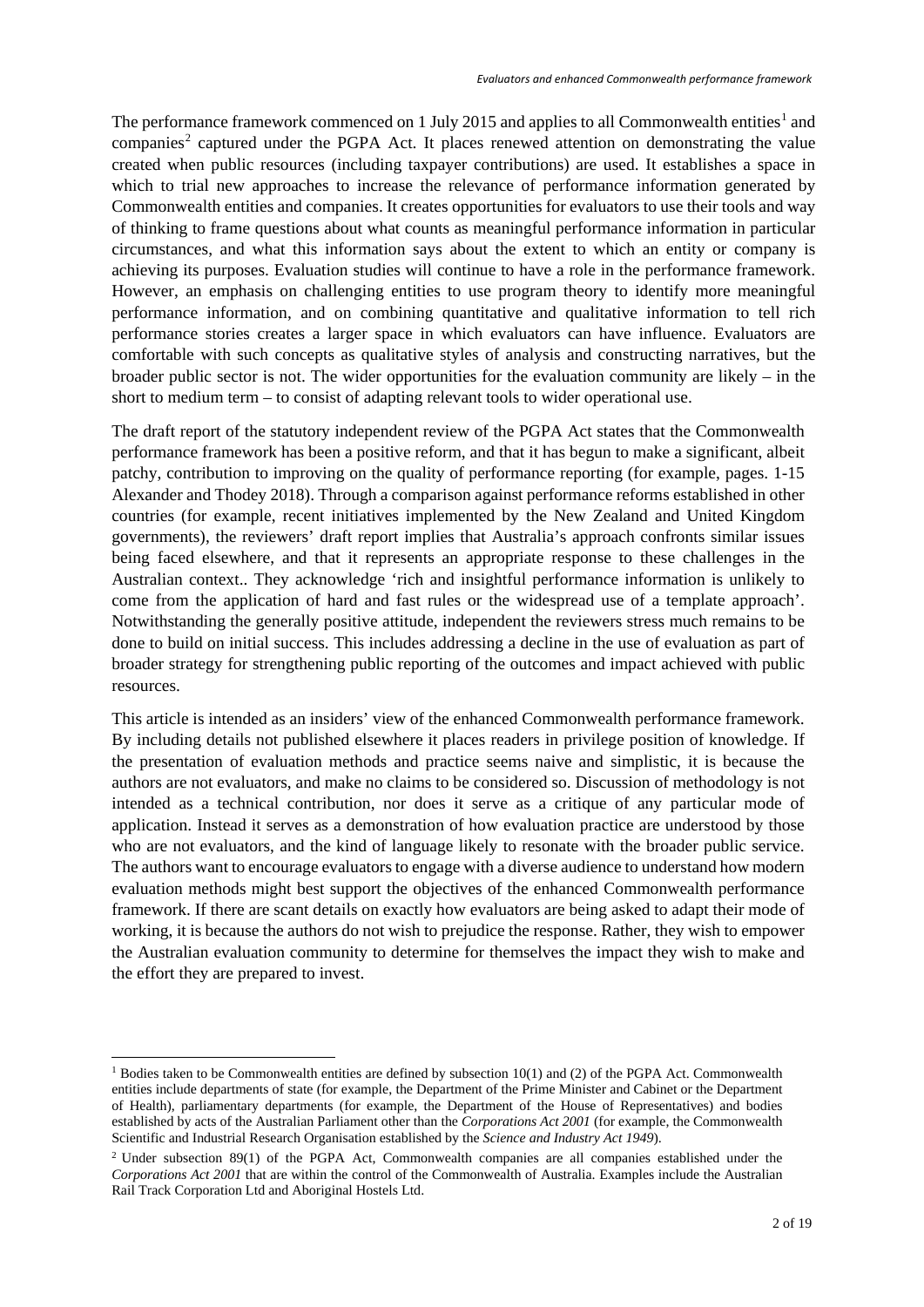The performance framework commenced on 1 July 2015 and applies to all Commonwealth entities[1] and companies[2] captured under the PGPA Act. It places renewed attention on demonstrating the value created when public resources (including taxpayer contributions) are used. It establishes a space in which to trial new approaches to increase the relevance of performance information generated by Commonwealth entities and companies. It creates opportunities for evaluators to use their tools and way of thinking to frame questions about what counts as meaningful performance information in particular circumstances, and what this information says about the extent to which an entity or company is achieving its purposes. Evaluation studies will continue to have a role in the performance framework. However, an emphasis on challenging entities to use program theory to identify more meaningful performance information, and on combining quantitative and qualitative information to tell rich performance stories creates a larger space in which evaluators can have influence. Evaluators are comfortable with such concepts as qualitative styles of analysis and constructing narratives, but the broader public sector is not. The wider opportunities for the evaluation community are likely – in the short to medium term – to consist of adapting relevant tools to wider operational use.

The draft report of the statutory independent review of the PGPA Act states that the Commonwealth performance framework has been a positive reform, and that it has begun to make a significant, albeit patchy, contribution to improving on the quality of performance reporting (for example, pages. 1-15 Alexander and Thodey 2018). Through a comparison against performance reforms established in other countries (for example, recent initiatives implemented by the New Zealand and United Kingdom governments), the reviewers' draft report implies that Australia's approach confronts similar issues being faced elsewhere, and that it represents an appropriate response to these challenges in the Australian context.. They acknowledge 'rich and insightful performance information is unlikely to come from the application of hard and fast rules or the widespread use of a template approach'. Notwithstanding the generally positive attitude, independent the reviewers stress much remains to be done to build on initial success. This includes addressing a decline in the use of evaluation as part of broader strategy for strengthening public reporting of the outcomes and impact achieved with public resources.

This article is intended as an insiders' view of the enhanced Commonwealth performance framework. By including details not published elsewhere it places readers in privilege position of knowledge. If the presentation of evaluation methods and practice seems naive and simplistic, it is because the authors are not evaluators, and make no claims to be considered so. Discussion of methodology is not intended as a technical contribution, nor does it serve as a critique of any particular mode of application. Instead it serves as a demonstration of how evaluation practice are understood by those who are not evaluators, and the kind of language likely to resonate with the broader public service. The authors want to encourage evaluators to engage with a diverse audience to understand how modern evaluation methods might best support the objectives of the enhanced Commonwealth performance framework. If there are scant details on exactly how evaluators are being asked to adapt their mode of working, it is because the authors do not wish to prejudice the response. Rather, they wish to empower the Australian evaluation community to determine for themselves the impact they wish to make and the effort they are prepared to invest.

---

[1] Bodies taken to be Commonwealth entities are defined by subsection 10(1) and (2) of the PGPA Act. Commonwealth entities include departments of state (for example, the Department of the Prime Minister and Cabinet or the Department of Health), parliamentary departments (for example, the Department of the House of Representatives) and bodies established by acts of the Australian Parliament other than the *Corporations Act 2001* (for example, the Commonwealth Scientific and Industrial Research Organisation established by the *Science and Industry Act 1949*).

[2] Under subsection 89(1) of the PGPA Act, Commonwealth companies are all companies established under the *Corporations Act 2001* that are within the control of the Commonwealth of Australia. Examples include the Australian Rail Track Corporation Ltd and Aboriginal Hostels Ltd.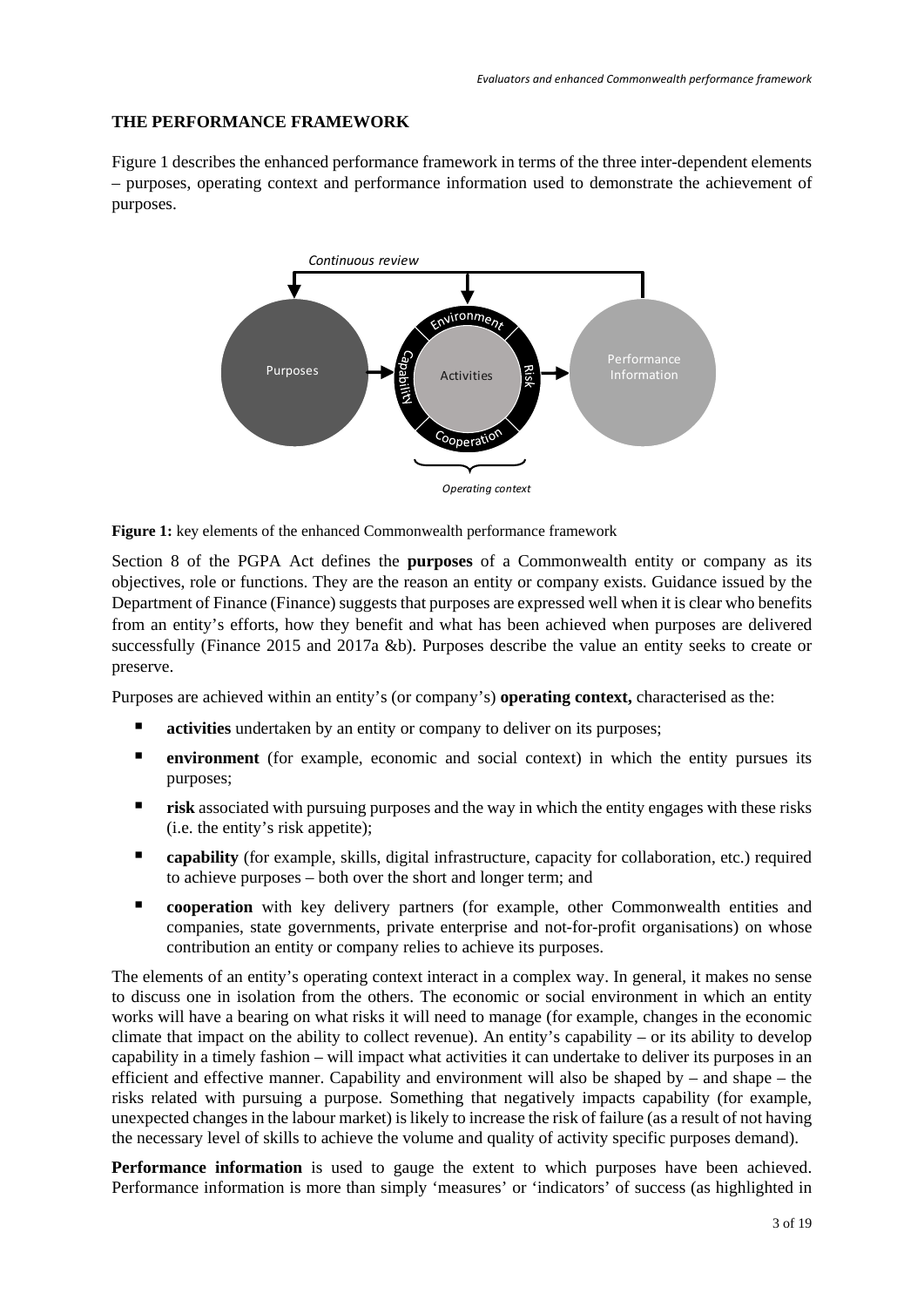## THE PERFORMANCE FRAMEWORK

Figure 1 describes the enhanced performance framework in terms of the three inter-dependent elements – purposes, operating context and performance information used to demonstrate the achievement of purposes.

**Figure 1:** key elements of the enhanced Commonwealth performance framework

Section 8 of the PGPA Act defines the **purposes** of a Commonwealth entity or company as its objectives, role or functions. They are the reason an entity or company exists. Guidance issued by the Department of Finance (Finance) suggests that purposes are expressed well when it is clear who benefits from an entity's efforts, how they benefit and what has been achieved when purposes are delivered successfully (Finance 2015 and 2017a &b). Purposes describe the value an entity seeks to create or preserve.

Purposes are achieved within an entity's (or company's) **operating context,** characterised as the:

- **activities** undertaken by an entity or company to deliver on its purposes;
- **environment** (for example, economic and social context) in which the entity pursues its purposes;
- **risk** associated with pursuing purposes and the way in which the entity engages with these risks (i.e. the entity's risk appetite);
- **capability** (for example, skills, digital infrastructure, capacity for collaboration, etc.) required to achieve purposes – both over the short and longer term; and
- **cooperation** with key delivery partners (for example, other Commonwealth entities and companies, state governments, private enterprise and not-for-profit organisations) on whose contribution an entity or company relies to achieve its purposes.

The elements of an entity's operating context interact in a complex way. In general, it makes no sense to discuss one in isolation from the others. The economic or social environment in which an entity works will have a bearing on what risks it will need to manage (for example, changes in the economic climate that impact on the ability to collect revenue). An entity's capability – or its ability to develop capability in a timely fashion – will impact what activities it can undertake to deliver its purposes in an efficient and effective manner. Capability and environment will also be shaped by – and shape – the risks related with pursuing a purpose. Something that negatively impacts capability (for example, unexpected changes in the labour market) is likely to increase the risk of failure (as a result of not having the necessary level of skills to achieve the volume and quality of activity specific purposes demand).

**Performance information** is used to gauge the extent to which purposes have been achieved. Performance information is more than simply 'measures' or 'indicators' of success (as highlighted in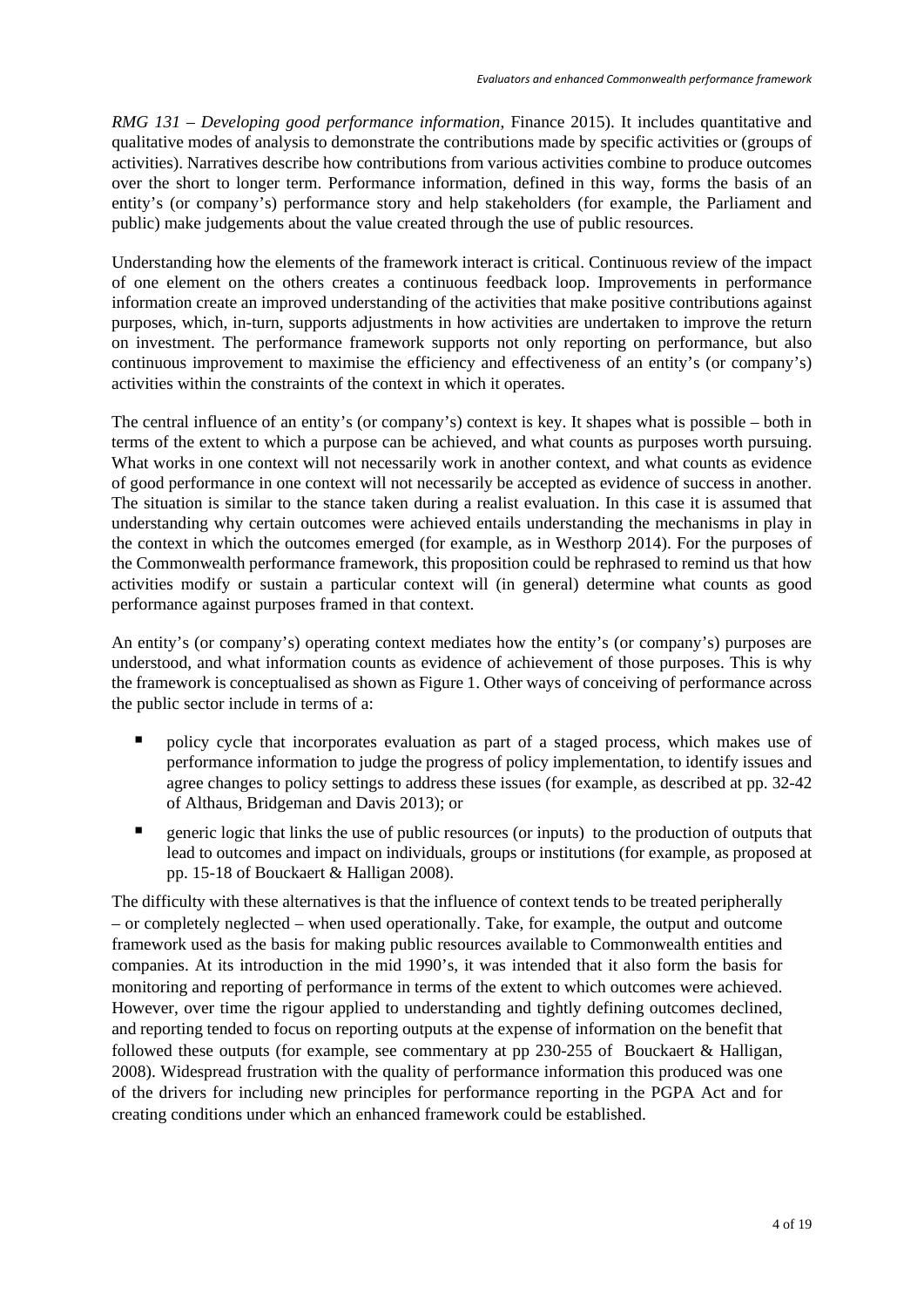*RMG 131 – Developing good performance information*, Finance 2015). It includes quantitative and qualitative modes of analysis to demonstrate the contributions made by specific activities or (groups of activities). Narratives describe how contributions from various activities combine to produce outcomes over the short to longer term. Performance information, defined in this way, forms the basis of an entity's (or company's) performance story and help stakeholders (for example, the Parliament and public) make judgements about the value created through the use of public resources.

Understanding how the elements of the framework interact is critical. Continuous review of the impact of one element on the others creates a continuous feedback loop. Improvements in performance information create an improved understanding of the activities that make positive contributions against purposes, which, in-turn, supports adjustments in how activities are undertaken to improve the return on investment. The performance framework supports not only reporting on performance, but also continuous improvement to maximise the efficiency and effectiveness of an entity's (or company's) activities within the constraints of the context in which it operates.

The central influence of an entity's (or company's) context is key. It shapes what is possible – both in terms of the extent to which a purpose can be achieved, and what counts as purposes worth pursuing. What works in one context will not necessarily work in another context, and what counts as evidence of good performance in one context will not necessarily be accepted as evidence of success in another. The situation is similar to the stance taken during a realist evaluation. In this case it is assumed that understanding why certain outcomes were achieved entails understanding the mechanisms in play in the context in which the outcomes emerged (for example, as in Westhorp 2014). For the purposes of the Commonwealth performance framework, this proposition could be rephrased to remind us that how activities modify or sustain a particular context will (in general) determine what counts as good performance against purposes framed in that context.

An entity's (or company's) operating context mediates how the entity's (or company's) purposes are understood, and what information counts as evidence of achievement of those purposes. This is why the framework is conceptualised as shown as Figure 1. Other ways of conceiving of performance across the public sector include in terms of a:

- policy cycle that incorporates evaluation as part of a staged process, which makes use of performance information to judge the progress of policy implementation, to identify issues and agree changes to policy settings to address these issues (for example, as described at pp. 32-42 of Althaus, Bridgeman and Davis 2013); or
- generic logic that links the use of public resources (or inputs) to the production of outputs that lead to outcomes and impact on individuals, groups or institutions (for example, as proposed at pp. 15-18 of Bouckaert & Halligan 2008).

The difficulty with these alternatives is that the influence of context tends to be treated peripherally – or completely neglected – when used operationally. Take, for example, the output and outcome framework used as the basis for making public resources available to Commonwealth entities and companies. At its introduction in the mid 1990's, it was intended that it also form the basis for monitoring and reporting of performance in terms of the extent to which outcomes were achieved. However, over time the rigour applied to understanding and tightly defining outcomes declined, and reporting tended to focus on reporting outputs at the expense of information on the benefit that followed these outputs (for example, see commentary at pp 230-255 of Bouckaert & Halligan, 2008). Widespread frustration with the quality of performance information this produced was one of the drivers for including new principles for performance reporting in the PGPA Act and for creating conditions under which an enhanced framework could be established.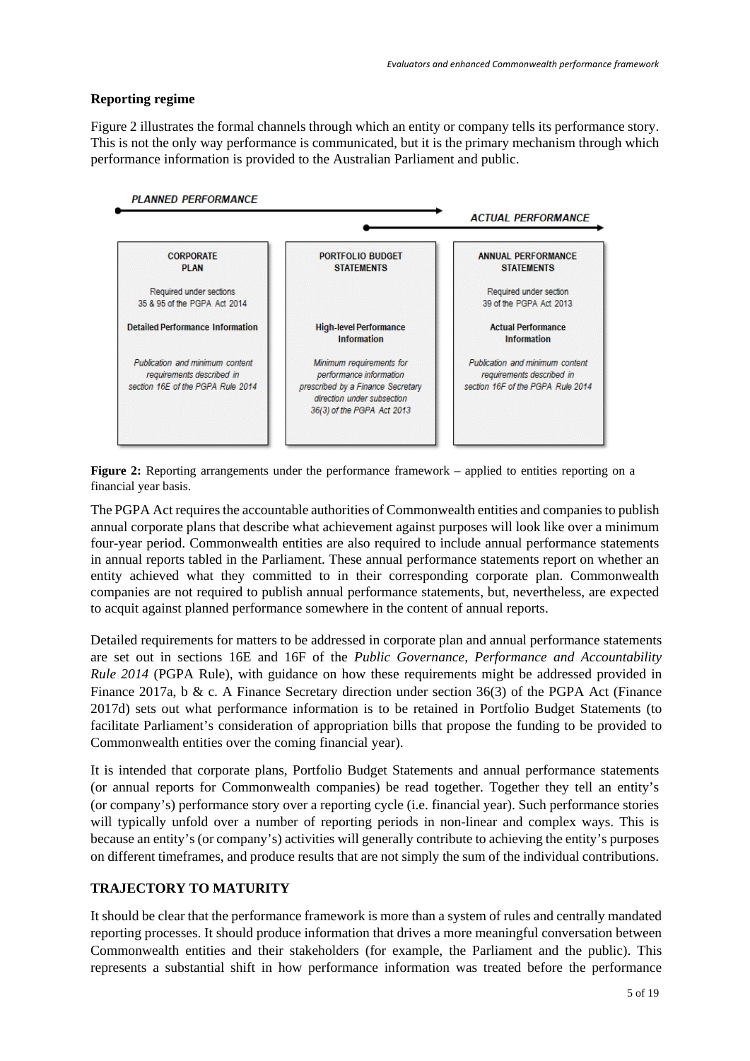## Reporting regime

Figure 2 illustrates the formal channels through which an entity or company tells its performance story. This is not the only way performance is communicated, but it is the primary mechanism through which performance information is provided to the Australian Parliament and public.

PLANNED PERFORMANCE

ACTUAL PERFORMANCE

| CORPORATE PLAN | PORTFOLIO BUDGET STATEMENTS | ANNUAL PERFORMANCE STATEMENTS |
|---|---|---|
| Required under sections 35 & 95 of the PGPA Act 2014 | | Required under section 39 of the PGPA Act 2013 |
| **Detailed Performance Information** | **High-level Performance Information** | **Actual Performance Information** |
| *Publication and minimum content requirements described in section 16E of the PGPA Rule 2014* | *Minimum requirements for performance information prescribed by a Finance Secretary direction under subsection 36(3) of the PGPA Act 2013* | *Publication and minimum content requirements described in section 16F of the PGPA Rule 2014* |

**Figure 2:** Reporting arrangements under the performance framework – applied to entities reporting on a financial year basis.

The PGPA Act requires the accountable authorities of Commonwealth entities and companies to publish annual corporate plans that describe what achievement against purposes will look like over a minimum four-year period. Commonwealth entities are also required to include annual performance statements in annual reports tabled in the Parliament. These annual performance statements report on whether an entity achieved what they committed to in their corresponding corporate plan. Commonwealth companies are not required to publish annual performance statements, but, nevertheless, are expected to acquit against planned performance somewhere in the content of annual reports.

Detailed requirements for matters to be addressed in corporate plan and annual performance statements are set out in sections 16E and 16F of the *Public Governance, Performance and Accountability Rule 2014* (PGPA Rule), with guidance on how these requirements might be addressed provided in Finance 2017a, b & c. A Finance Secretary direction under section 36(3) of the PGPA Act (Finance 2017d) sets out what performance information is to be retained in Portfolio Budget Statements (to facilitate Parliament's consideration of appropriation bills that propose the funding to be provided to Commonwealth entities over the coming financial year).

It is intended that corporate plans, Portfolio Budget Statements and annual performance statements (or annual reports for Commonwealth companies) be read together. Together they tell an entity's (or company's) performance story over a reporting cycle (i.e. financial year). Such performance stories will typically unfold over a number of reporting periods in non-linear and complex ways. This is because an entity's (or company's) activities will generally contribute to achieving the entity's purposes on different timeframes, and produce results that are not simply the sum of the individual contributions.

## TRAJECTORY TO MATURITY

It should be clear that the performance framework is more than a system of rules and centrally mandated reporting processes. It should produce information that drives a more meaningful conversation between Commonwealth entities and their stakeholders (for example, the Parliament and the public). This represents a substantial shift in how performance information was treated before the performance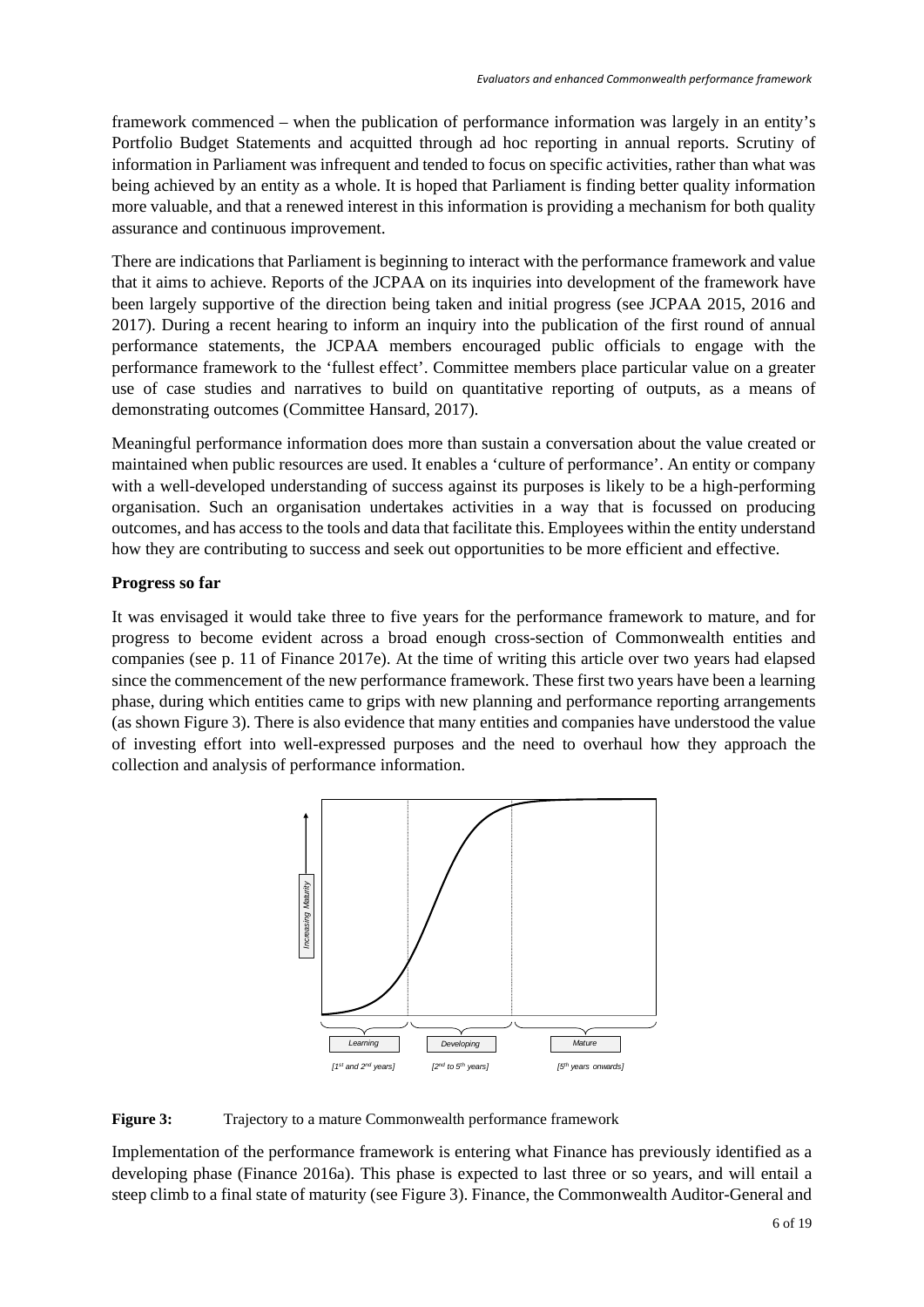framework commenced – when the publication of performance information was largely in an entity's Portfolio Budget Statements and acquitted through ad hoc reporting in annual reports. Scrutiny of information in Parliament was infrequent and tended to focus on specific activities, rather than what was being achieved by an entity as a whole. It is hoped that Parliament is finding better quality information more valuable, and that a renewed interest in this information is providing a mechanism for both quality assurance and continuous improvement.

There are indications that Parliament is beginning to interact with the performance framework and value that it aims to achieve. Reports of the JCPAA on its inquiries into development of the framework have been largely supportive of the direction being taken and initial progress (see JCPAA 2015, 2016 and 2017). During a recent hearing to inform an inquiry into the publication of the first round of annual performance statements, the JCPAA members encouraged public officials to engage with the performance framework to the 'fullest effect'. Committee members place particular value on a greater use of case studies and narratives to build on quantitative reporting of outputs, as a means of demonstrating outcomes (Committee Hansard, 2017).

Meaningful performance information does more than sustain a conversation about the value created or maintained when public resources are used. It enables a 'culture of performance'. An entity or company with a well-developed understanding of success against its purposes is likely to be a high-performing organisation. Such an organisation undertakes activities in a way that is focussed on producing outcomes, and has access to the tools and data that facilitate this. Employees within the entity understand how they are contributing to success and seek out opportunities to be more efficient and effective.

**Progress so far**

It was envisaged it would take three to five years for the performance framework to mature, and for progress to become evident across a broad enough cross-section of Commonwealth entities and companies (see p. 11 of Finance 2017e). At the time of writing this article over two years had elapsed since the commencement of the new performance framework. These first two years have been a learning phase, during which entities came to grips with new planning and performance reporting arrangements (as shown Figure 3). There is also evidence that many entities and companies have understood the value of investing effort into well-expressed purposes and the need to overhaul how they approach the collection and analysis of performance information.

Increasing Maturity

Learning [1st and 2nd years] | Developing [2nd to 5th years] | Mature [5th years onwards]

**Figure 3:** Trajectory to a mature Commonwealth performance framework

Implementation of the performance framework is entering what Finance has previously identified as a developing phase (Finance 2016a). This phase is expected to last three or so years, and will entail a steep climb to a final state of maturity (see Figure 3). Finance, the Commonwealth Auditor-General and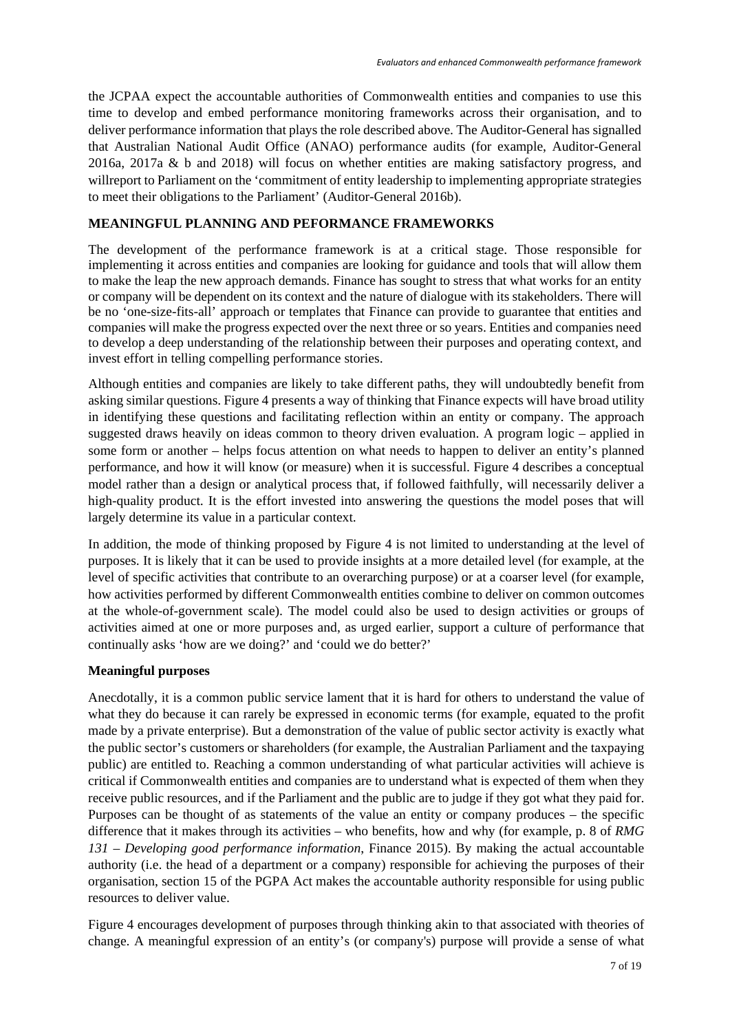the JCPAA expect the accountable authorities of Commonwealth entities and companies to use this time to develop and embed performance monitoring frameworks across their organisation, and to deliver performance information that plays the role described above. The Auditor-General has signalled that Australian National Audit Office (ANAO) performance audits (for example, Auditor-General 2016a, 2017a & b and 2018) will focus on whether entities are making satisfactory progress, and willreport to Parliament on the 'commitment of entity leadership to implementing appropriate strategies to meet their obligations to the Parliament' (Auditor-General 2016b).

## MEANINGFUL PLANNING AND PEFORMANCE FRAMEWORKS

The development of the performance framework is at a critical stage. Those responsible for implementing it across entities and companies are looking for guidance and tools that will allow them to make the leap the new approach demands. Finance has sought to stress that what works for an entity or company will be dependent on its context and the nature of dialogue with its stakeholders. There will be no 'one-size-fits-all' approach or templates that Finance can provide to guarantee that entities and companies will make the progress expected over the next three or so years. Entities and companies need to develop a deep understanding of the relationship between their purposes and operating context, and invest effort in telling compelling performance stories.

Although entities and companies are likely to take different paths, they will undoubtedly benefit from asking similar questions. Figure 4 presents a way of thinking that Finance expects will have broad utility in identifying these questions and facilitating reflection within an entity or company. The approach suggested draws heavily on ideas common to theory driven evaluation. A program logic – applied in some form or another – helps focus attention on what needs to happen to deliver an entity's planned performance, and how it will know (or measure) when it is successful. Figure 4 describes a conceptual model rather than a design or analytical process that, if followed faithfully, will necessarily deliver a high-quality product. It is the effort invested into answering the questions the model poses that will largely determine its value in a particular context.

In addition, the mode of thinking proposed by Figure 4 is not limited to understanding at the level of purposes. It is likely that it can be used to provide insights at a more detailed level (for example, at the level of specific activities that contribute to an overarching purpose) or at a coarser level (for example, how activities performed by different Commonwealth entities combine to deliver on common outcomes at the whole-of-government scale). The model could also be used to design activities or groups of activities aimed at one or more purposes and, as urged earlier, support a culture of performance that continually asks 'how are we doing?' and 'could we do better?'

### Meaningful purposes

Anecdotally, it is a common public service lament that it is hard for others to understand the value of what they do because it can rarely be expressed in economic terms (for example, equated to the profit made by a private enterprise). But a demonstration of the value of public sector activity is exactly what the public sector's customers or shareholders (for example, the Australian Parliament and the taxpaying public) are entitled to. Reaching a common understanding of what particular activities will achieve is critical if Commonwealth entities and companies are to understand what is expected of them when they receive public resources, and if the Parliament and the public are to judge if they got what they paid for. Purposes can be thought of as statements of the value an entity or company produces – the specific difference that it makes through its activities – who benefits, how and why (for example, p. 8 of *RMG 131 – Developing good performance information*, Finance 2015). By making the actual accountable authority (i.e. the head of a department or a company) responsible for achieving the purposes of their organisation, section 15 of the PGPA Act makes the accountable authority responsible for using public resources to deliver value.

Figure 4 encourages development of purposes through thinking akin to that associated with theories of change. A meaningful expression of an entity's (or company's) purpose will provide a sense of what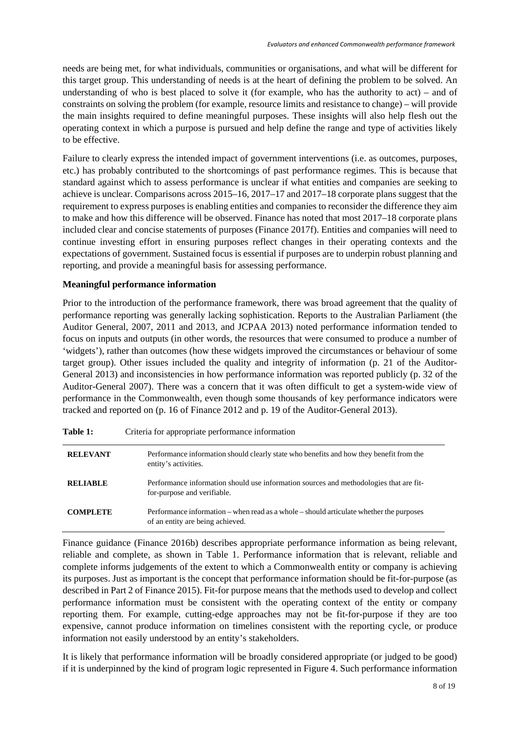needs are being met, for what individuals, communities or organisations, and what will be different for this target group. This understanding of needs is at the heart of defining the problem to be solved. An understanding of who is best placed to solve it (for example, who has the authority to act) – and of constraints on solving the problem (for example, resource limits and resistance to change) – will provide the main insights required to define meaningful purposes. These insights will also help flesh out the operating context in which a purpose is pursued and help define the range and type of activities likely to be effective.

Failure to clearly express the intended impact of government interventions (i.e. as outcomes, purposes, etc.) has probably contributed to the shortcomings of past performance regimes. This is because that standard against which to assess performance is unclear if what entities and companies are seeking to achieve is unclear. Comparisons across 2015–16, 2017–17 and 2017–18 corporate plans suggest that the requirement to express purposes is enabling entities and companies to reconsider the difference they aim to make and how this difference will be observed. Finance has noted that most 2017–18 corporate plans included clear and concise statements of purposes (Finance 2017f). Entities and companies will need to continue investing effort in ensuring purposes reflect changes in their operating contexts and the expectations of government. Sustained focus is essential if purposes are to underpin robust planning and reporting, and provide a meaningful basis for assessing performance.

**Meaningful performance information**

Prior to the introduction of the performance framework, there was broad agreement that the quality of performance reporting was generally lacking sophistication. Reports to the Australian Parliament (the Auditor General, 2007, 2011 and 2013, and JCPAA 2013) noted performance information tended to focus on inputs and outputs (in other words, the resources that were consumed to produce a number of 'widgets'), rather than outcomes (how these widgets improved the circumstances or behaviour of some target group). Other issues included the quality and integrity of information (p. 21 of the Auditor-General 2013) and inconsistencies in how performance information was reported publicly (p. 32 of the Auditor-General 2007). There was a concern that it was often difficult to get a system-wide view of performance in the Commonwealth, even though some thousands of key performance indicators were tracked and reported on (p. 16 of Finance 2012 and p. 19 of the Auditor-General 2013).

**Table 1:** Criteria for appropriate performance information

| | |
|---|---|
| **RELEVANT** | Performance information should clearly state who benefits and how they benefit from the entity's activities. |
| **RELIABLE** | Performance information should use information sources and methodologies that are fit-for-purpose and verifiable. |
| **COMPLETE** | Performance information – when read as a whole – should articulate whether the purposes of an entity are being achieved. |

Finance guidance (Finance 2016b) describes appropriate performance information as being relevant, reliable and complete, as shown in Table 1. Performance information that is relevant, reliable and complete informs judgements of the extent to which a Commonwealth entity or company is achieving its purposes. Just as important is the concept that performance information should be fit-for-purpose (as described in Part 2 of Finance 2015). Fit-for purpose means that the methods used to develop and collect performance information must be consistent with the operating context of the entity or company reporting them. For example, cutting-edge approaches may not be fit-for-purpose if they are too expensive, cannot produce information on timelines consistent with the reporting cycle, or produce information not easily understood by an entity's stakeholders.

It is likely that performance information will be broadly considered appropriate (or judged to be good) if it is underpinned by the kind of program logic represented in Figure 4. Such performance information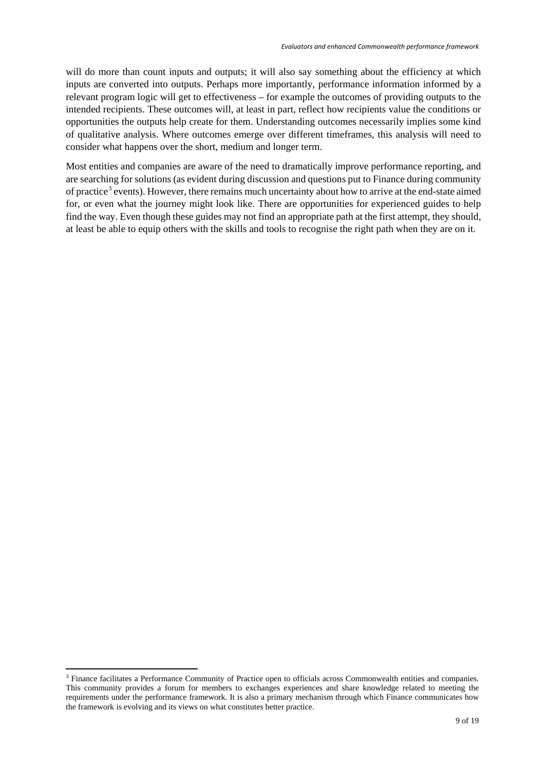will do more than count inputs and outputs; it will also say something about the efficiency at which inputs are converted into outputs. Perhaps more importantly, performance information informed by a relevant program logic will get to effectiveness – for example the outcomes of providing outputs to the intended recipients. These outcomes will, at least in part, reflect how recipients value the conditions or opportunities the outputs help create for them. Understanding outcomes necessarily implies some kind of qualitative analysis. Where outcomes emerge over different timeframes, this analysis will need to consider what happens over the short, medium and longer term.

Most entities and companies are aware of the need to dramatically improve performance reporting, and are searching for solutions (as evident during discussion and questions put to Finance during community of practice[3] events). However, there remains much uncertainty about how to arrive at the end-state aimed for, or even what the journey might look like. There are opportunities for experienced guides to help find the way. Even though these guides may not find an appropriate path at the first attempt, they should, at least be able to equip others with the skills and tools to recognise the right path when they are on it.

---

[3] Finance facilitates a Performance Community of Practice open to officials across Commonwealth entities and companies. This community provides a forum for members to exchanges experiences and share knowledge related to meeting the requirements under the performance framework. It is also a primary mechanism through which Finance communicates how the framework is evolving and its views on what constitutes better practice.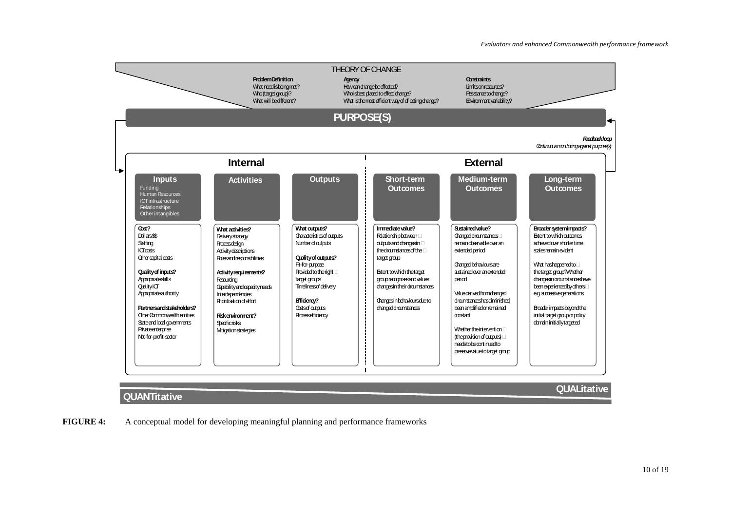# THEORY OF CHANGE

**Problem Definition**
What need is being met?
Who (target group)?
What will be different?

**Agency**
How can change be effected?
Who is best placed to effect change?
What is the most efficient way of effecting change?

**Constraints**
Limits on resources?
Resistance to change?
Environment variability?

## PURPOSE(S)

***Feedback loop***
*Continuous monitoring against purpose(s)*

| Internal | | | External | | |
|---|---|---|---|---|---|
| **Inputs** | **Activities** | **Outputs** | **Short-term Outcomes** | **Medium-term Outcomes** | **Long-term Outcomes** |
| Funding<br>Human Resources<br>ICT infrastructure<br>Relationships<br>Other intangibles | | | | | |
| **Cost?**<br>Dollars $$<br>Staffing<br>ICT costs<br>Other capital costs<br><br>**Quality of inputs?**<br>Appropriate skills<br>Quality ICT<br>Appropriate authority<br><br>**Partners and stakeholders?**<br>Other Commonwealth entities<br>State and local governments<br>Private enterprise<br>Not-for-profit-sector | **What activities?**<br>Delivery strategy<br>Process design<br>Activity descriptions<br>Roles and responsibilities<br><br>**Activity requirements?**<br>Resourcing<br>Capability and capacity needs<br>Interdependencies<br>Prioritisation of effort<br><br>**Risk environment?**<br>Specific risks<br>Mitigation strategies | **What outputs?**<br>Characteristics of outputs<br>Number of outputs<br><br>**Quality of outputs?**<br>Fit-for-purpose<br>Provided to the right target groups<br>Timeliness of delivery<br><br>**Efficiency?**<br>Costs of outputs<br>Process efficiency | **Immediate value?**<br>Relationship between outputs and changes in the circumstances of the target group<br><br>Extent to which the target group recognises and values changes in their circumstances<br><br>Changes in behaviours due to changed circumstances | **Sustained value?**<br>Changed circumstances remain observable over an extended period<br><br>Changed behaviours are sustained over an extended period<br><br>Value derived from changed circumstances has diminished, been amplified or remained constant<br><br>Whether the intervention (the provision of outputs) needs to be continued to preserve value to target group | **Broader system impacts?**<br>Extent to which outcomes achieved over shorter time scales remain evident<br><br>What has happened to the target group? Whether changes in circumstances have been experienced by others e.g. successive generations<br><br>Broader impacts beyond the initial target group or policy domain initially targeted |

**QUANTitative** → **QUALitative**

**FIGURE 4:** A conceptual model for developing meaningful planning and performance frameworks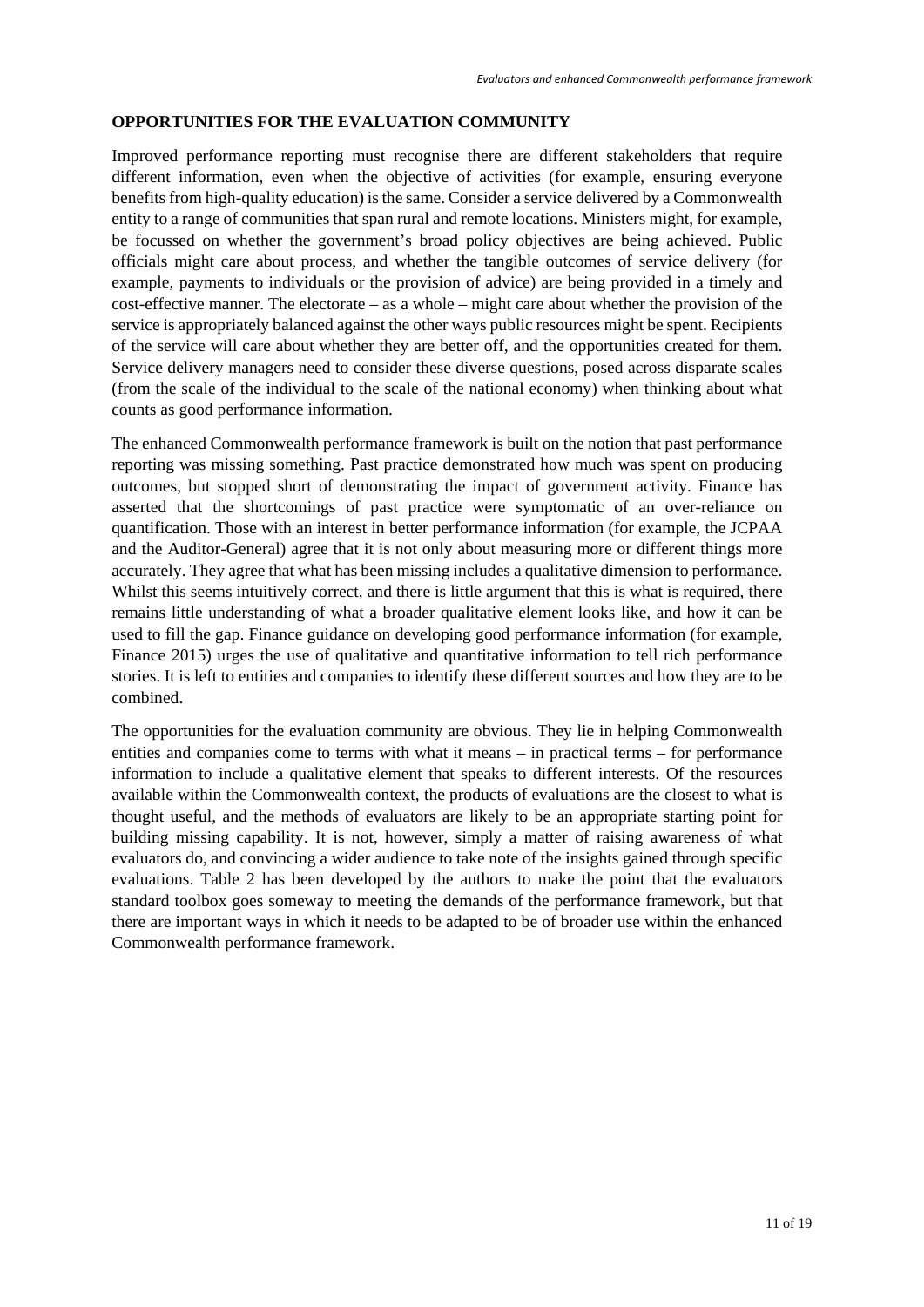## OPPORTUNITIES FOR THE EVALUATION COMMUNITY

Improved performance reporting must recognise there are different stakeholders that require different information, even when the objective of activities (for example, ensuring everyone benefits from high-quality education) is the same. Consider a service delivered by a Commonwealth entity to a range of communities that span rural and remote locations. Ministers might, for example, be focussed on whether the government's broad policy objectives are being achieved. Public officials might care about process, and whether the tangible outcomes of service delivery (for example, payments to individuals or the provision of advice) are being provided in a timely and cost-effective manner. The electorate – as a whole – might care about whether the provision of the service is appropriately balanced against the other ways public resources might be spent. Recipients of the service will care about whether they are better off, and the opportunities created for them. Service delivery managers need to consider these diverse questions, posed across disparate scales (from the scale of the individual to the scale of the national economy) when thinking about what counts as good performance information.

The enhanced Commonwealth performance framework is built on the notion that past performance reporting was missing something. Past practice demonstrated how much was spent on producing outcomes, but stopped short of demonstrating the impact of government activity. Finance has asserted that the shortcomings of past practice were symptomatic of an over-reliance on quantification. Those with an interest in better performance information (for example, the JCPAA and the Auditor-General) agree that it is not only about measuring more or different things more accurately. They agree that what has been missing includes a qualitative dimension to performance. Whilst this seems intuitively correct, and there is little argument that this is what is required, there remains little understanding of what a broader qualitative element looks like, and how it can be used to fill the gap. Finance guidance on developing good performance information (for example, Finance 2015) urges the use of qualitative and quantitative information to tell rich performance stories. It is left to entities and companies to identify these different sources and how they are to be combined.

The opportunities for the evaluation community are obvious. They lie in helping Commonwealth entities and companies come to terms with what it means – in practical terms – for performance information to include a qualitative element that speaks to different interests. Of the resources available within the Commonwealth context, the products of evaluations are the closest to what is thought useful, and the methods of evaluators are likely to be an appropriate starting point for building missing capability. It is not, however, simply a matter of raising awareness of what evaluators do, and convincing a wider audience to take note of the insights gained through specific evaluations. Table 2 has been developed by the authors to make the point that the evaluators standard toolbox goes someway to meeting the demands of the performance framework, but that there are important ways in which it needs to be adapted to be of broader use within the enhanced Commonwealth performance framework.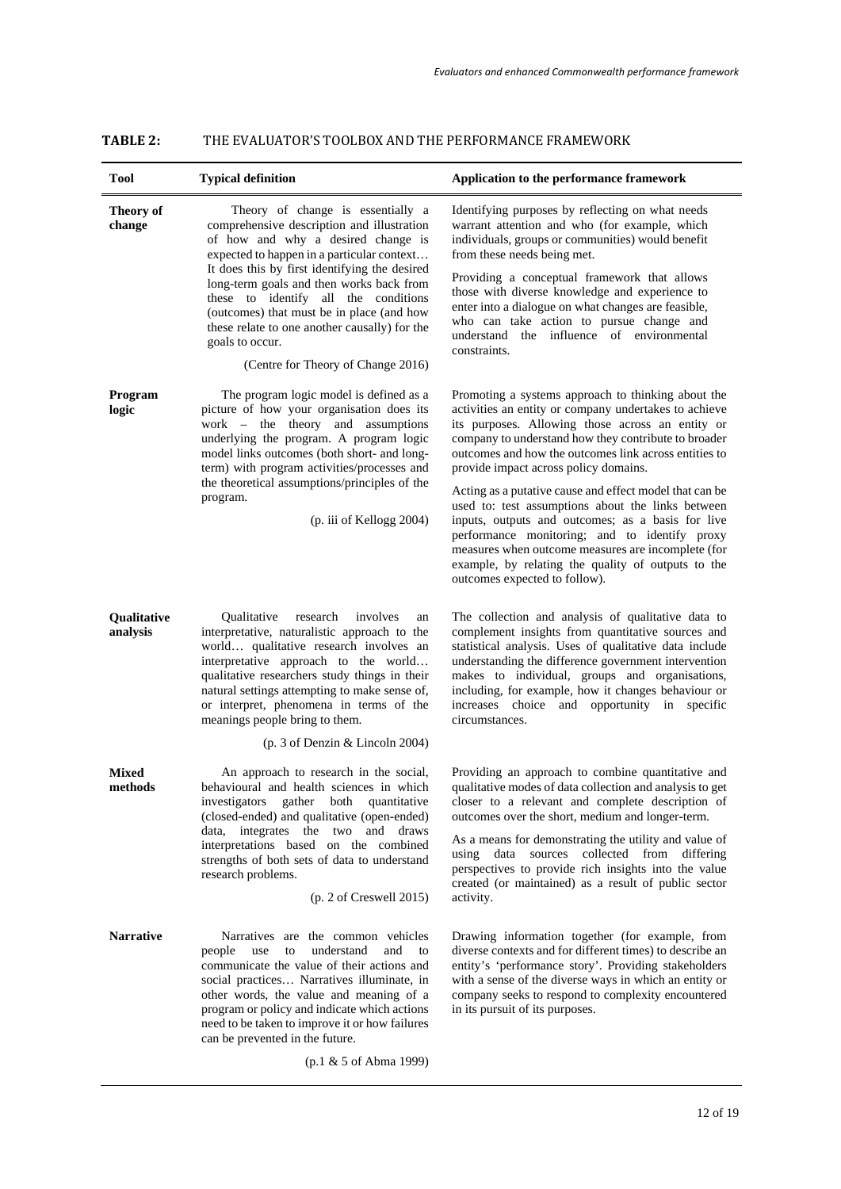**TABLE 2: THE EVALUATOR'S TOOLBOX AND THE PERFORMANCE FRAMEWORK**

| Tool | Typical definition | Application to the performance framework |
|---|---|---|
| **Theory of change** | Theory of change is essentially a comprehensive description and illustration of how and why a desired change is expected to happen in a particular context… It does this by first identifying the desired long-term goals and then works back from these to identify all the conditions (outcomes) that must be in place (and how these relate to one another causally) for the goals to occur.<br><br>(Centre for Theory of Change 2016) | Identifying purposes by reflecting on what needs warrant attention and who (for example, which individuals, groups or communities) would benefit from these needs being met.<br><br>Providing a conceptual framework that allows those with diverse knowledge and experience to enter into a dialogue on what changes are feasible, who can take action to pursue change and understand the influence of environmental constraints. |
| **Program logic** | The program logic model is defined as a picture of how your organisation does its work – the theory and assumptions underlying the program. A program logic model links outcomes (both short- and long-term) with program activities/processes and the theoretical assumptions/principles of the program.<br><br>(p. iii of Kellogg 2004) | Promoting a systems approach to thinking about the activities an entity or company undertakes to achieve its purposes. Allowing those across an entity or company to understand how they contribute to broader outcomes and how the outcomes link across entities to provide impact across policy domains.<br><br>Acting as a putative cause and effect model that can be used to: test assumptions about the links between inputs, outputs and outcomes; as a basis for live performance monitoring; and to identify proxy measures when outcome measures are incomplete (for example, by relating the quality of outputs to the outcomes expected to follow). |
| **Qualitative analysis** | Qualitative research involves an interpretative, naturalistic approach to the world… qualitative research involves an interpretative approach to the world… qualitative researchers study things in their natural settings attempting to make sense of, or interpret, phenomena in terms of the meanings people bring to them.<br><br>(p. 3 of Denzin & Lincoln 2004) | The collection and analysis of qualitative data to complement insights from quantitative sources and statistical analysis. Uses of qualitative data include understanding the difference government intervention makes to individual, groups and organisations, including, for example, how it changes behaviour or increases choice and opportunity in specific circumstances. |
| **Mixed methods** | An approach to research in the social, behavioural and health sciences in which investigators gather both quantitative (closed-ended) and qualitative (open-ended) data, integrates the two and draws interpretations based on the combined strengths of both sets of data to understand research problems.<br><br>(p. 2 of Creswell 2015) | Providing an approach to combine quantitative and qualitative modes of data collection and analysis to get closer to a relevant and complete description of outcomes over the short, medium and longer-term.<br><br>As a means for demonstrating the utility and value of using data sources collected from differing perspectives to provide rich insights into the value created (or maintained) as a result of public sector activity. |
| **Narrative** | Narratives are the common vehicles people use to understand and to communicate the value of their actions and social practices… Narratives illuminate, in other words, the value and meaning of a program or policy and indicate which actions need to be taken to improve it or how failures can be prevented in the future.<br><br>(p.1 & 5 of Abma 1999) | Drawing information together (for example, from diverse contexts and for different times) to describe an entity's 'performance story'. Providing stakeholders with a sense of the diverse ways in which an entity or company seeks to respond to complexity encountered in its pursuit of its purposes. |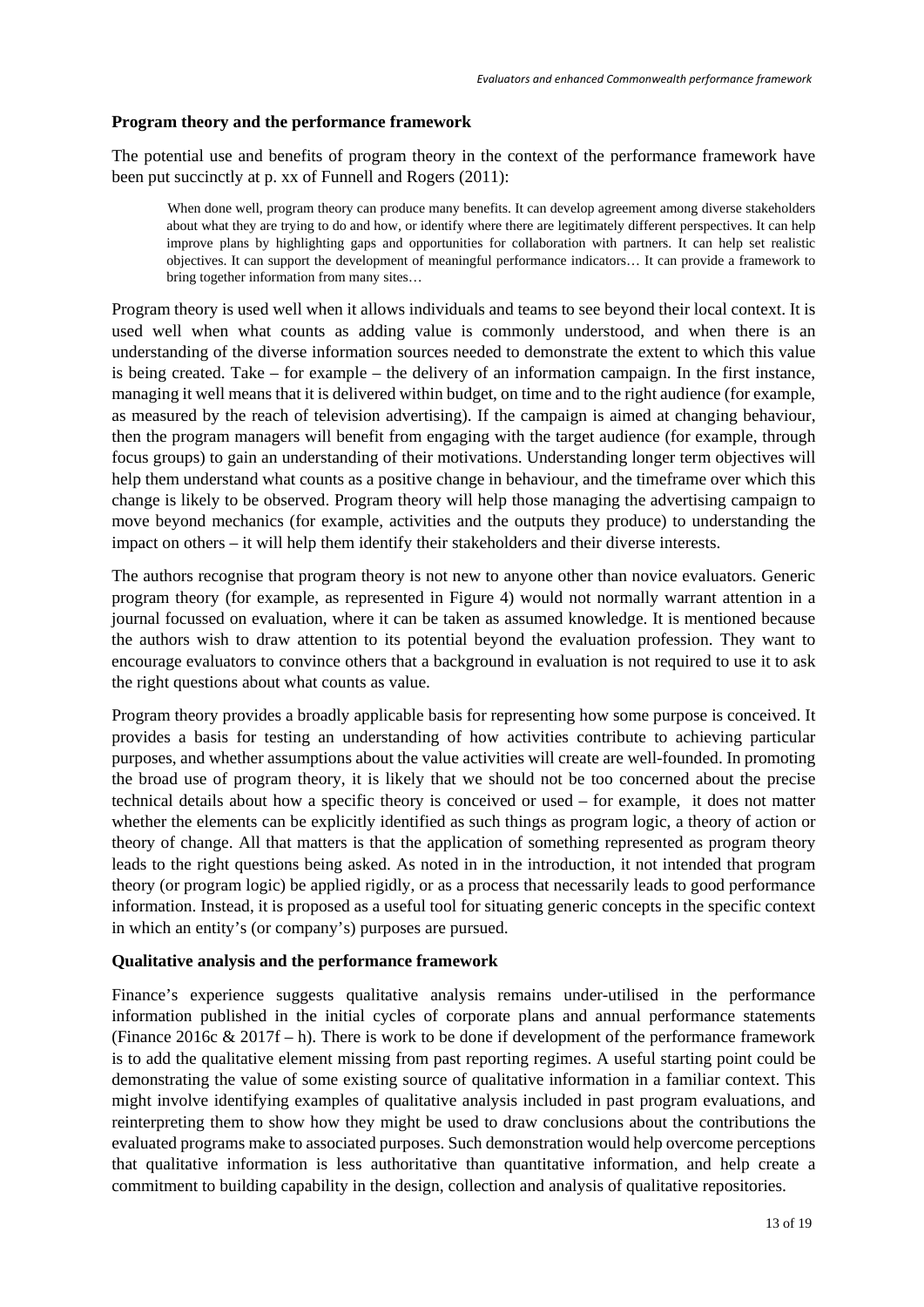**Program theory and the performance framework**

The potential use and benefits of program theory in the context of the performance framework have been put succinctly at p. xx of Funnell and Rogers (2011):

> When done well, program theory can produce many benefits. It can develop agreement among diverse stakeholders about what they are trying to do and how, or identify where there are legitimately different perspectives. It can help improve plans by highlighting gaps and opportunities for collaboration with partners. It can help set realistic objectives. It can support the development of meaningful performance indicators… It can provide a framework to bring together information from many sites…

Program theory is used well when it allows individuals and teams to see beyond their local context. It is used well when what counts as adding value is commonly understood, and when there is an understanding of the diverse information sources needed to demonstrate the extent to which this value is being created. Take – for example – the delivery of an information campaign. In the first instance, managing it well means that it is delivered within budget, on time and to the right audience (for example, as measured by the reach of television advertising). If the campaign is aimed at changing behaviour, then the program managers will benefit from engaging with the target audience (for example, through focus groups) to gain an understanding of their motivations. Understanding longer term objectives will help them understand what counts as a positive change in behaviour, and the timeframe over which this change is likely to be observed. Program theory will help those managing the advertising campaign to move beyond mechanics (for example, activities and the outputs they produce) to understanding the impact on others – it will help them identify their stakeholders and their diverse interests.

The authors recognise that program theory is not new to anyone other than novice evaluators. Generic program theory (for example, as represented in Figure 4) would not normally warrant attention in a journal focussed on evaluation, where it can be taken as assumed knowledge. It is mentioned because the authors wish to draw attention to its potential beyond the evaluation profession. They want to encourage evaluators to convince others that a background in evaluation is not required to use it to ask the right questions about what counts as value.

Program theory provides a broadly applicable basis for representing how some purpose is conceived. It provides a basis for testing an understanding of how activities contribute to achieving particular purposes, and whether assumptions about the value activities will create are well-founded. In promoting the broad use of program theory, it is likely that we should not be too concerned about the precise technical details about how a specific theory is conceived or used – for example, it does not matter whether the elements can be explicitly identified as such things as program logic, a theory of action or theory of change. All that matters is that the application of something represented as program theory leads to the right questions being asked. As noted in in the introduction, it not intended that program theory (or program logic) be applied rigidly, or as a process that necessarily leads to good performance information. Instead, it is proposed as a useful tool for situating generic concepts in the specific context in which an entity's (or company's) purposes are pursued.

**Qualitative analysis and the performance framework**

Finance's experience suggests qualitative analysis remains under-utilised in the performance information published in the initial cycles of corporate plans and annual performance statements (Finance 2016c & 2017f – h). There is work to be done if development of the performance framework is to add the qualitative element missing from past reporting regimes. A useful starting point could be demonstrating the value of some existing source of qualitative information in a familiar context. This might involve identifying examples of qualitative analysis included in past program evaluations, and reinterpreting them to show how they might be used to draw conclusions about the contributions the evaluated programs make to associated purposes. Such demonstration would help overcome perceptions that qualitative information is less authoritative than quantitative information, and help create a commitment to building capability in the design, collection and analysis of qualitative repositories.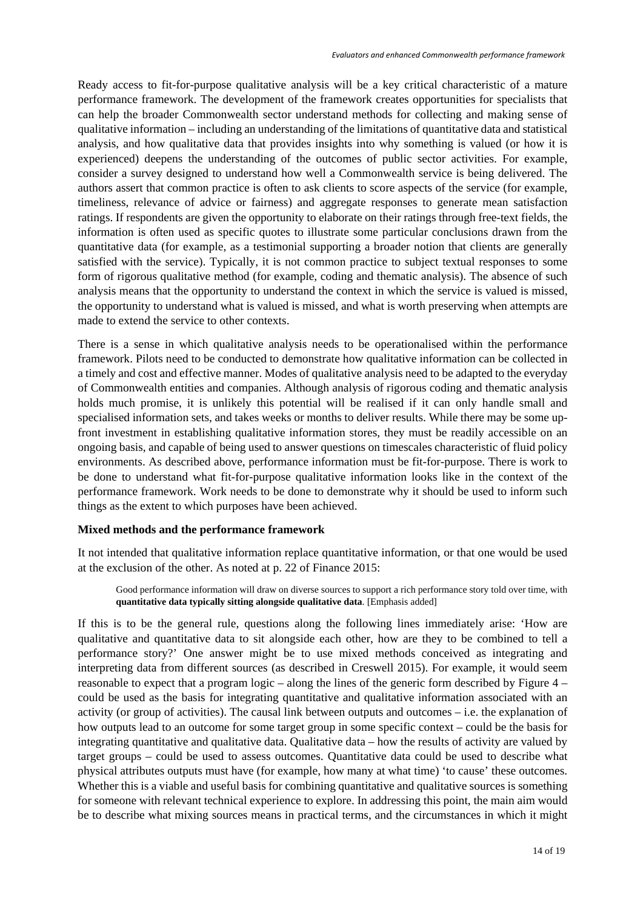Ready access to fit-for-purpose qualitative analysis will be a key critical characteristic of a mature performance framework. The development of the framework creates opportunities for specialists that can help the broader Commonwealth sector understand methods for collecting and making sense of qualitative information – including an understanding of the limitations of quantitative data and statistical analysis, and how qualitative data that provides insights into why something is valued (or how it is experienced) deepens the understanding of the outcomes of public sector activities. For example, consider a survey designed to understand how well a Commonwealth service is being delivered. The authors assert that common practice is often to ask clients to score aspects of the service (for example, timeliness, relevance of advice or fairness) and aggregate responses to generate mean satisfaction ratings. If respondents are given the opportunity to elaborate on their ratings through free-text fields, the information is often used as specific quotes to illustrate some particular conclusions drawn from the quantitative data (for example, as a testimonial supporting a broader notion that clients are generally satisfied with the service). Typically, it is not common practice to subject textual responses to some form of rigorous qualitative method (for example, coding and thematic analysis). The absence of such analysis means that the opportunity to understand the context in which the service is valued is missed, the opportunity to understand what is valued is missed, and what is worth preserving when attempts are made to extend the service to other contexts.

There is a sense in which qualitative analysis needs to be operationalised within the performance framework. Pilots need to be conducted to demonstrate how qualitative information can be collected in a timely and cost and effective manner. Modes of qualitative analysis need to be adapted to the everyday of Commonwealth entities and companies. Although analysis of rigorous coding and thematic analysis holds much promise, it is unlikely this potential will be realised if it can only handle small and specialised information sets, and takes weeks or months to deliver results. While there may be some up-front investment in establishing qualitative information stores, they must be readily accessible on an ongoing basis, and capable of being used to answer questions on timescales characteristic of fluid policy environments. As described above, performance information must be fit-for-purpose. There is work to be done to understand what fit-for-purpose qualitative information looks like in the context of the performance framework. Work needs to be done to demonstrate why it should be used to inform such things as the extent to which purposes have been achieved.

**Mixed methods and the performance framework**

It not intended that qualitative information replace quantitative information, or that one would be used at the exclusion of the other. As noted at p. 22 of Finance 2015:

> Good performance information will draw on diverse sources to support a rich performance story told over time, with **quantitative data typically sitting alongside qualitative data**. [Emphasis added]

If this is to be the general rule, questions along the following lines immediately arise: 'How are qualitative and quantitative data to sit alongside each other, how are they to be combined to tell a performance story?' One answer might be to use mixed methods conceived as integrating and interpreting data from different sources (as described in Creswell 2015). For example, it would seem reasonable to expect that a program logic – along the lines of the generic form described by Figure 4 – could be used as the basis for integrating quantitative and qualitative information associated with an activity (or group of activities). The causal link between outputs and outcomes – i.e. the explanation of how outputs lead to an outcome for some target group in some specific context – could be the basis for integrating quantitative and qualitative data. Qualitative data – how the results of activity are valued by target groups – could be used to assess outcomes. Quantitative data could be used to describe what physical attributes outputs must have (for example, how many at what time) 'to cause' these outcomes. Whether this is a viable and useful basis for combining quantitative and qualitative sources is something for someone with relevant technical experience to explore. In addressing this point, the main aim would be to describe what mixing sources means in practical terms, and the circumstances in which it might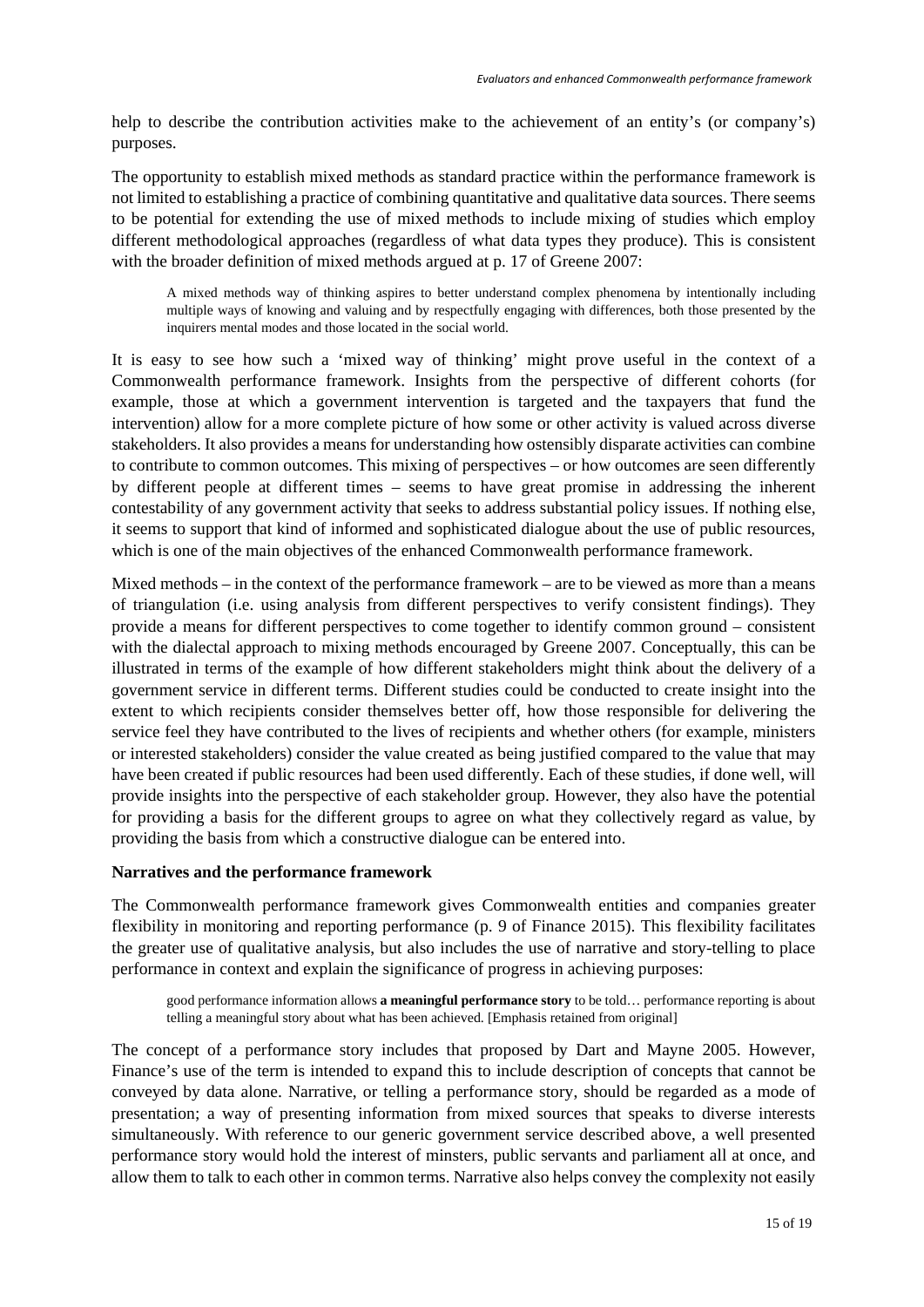help to describe the contribution activities make to the achievement of an entity's (or company's) purposes.

The opportunity to establish mixed methods as standard practice within the performance framework is not limited to establishing a practice of combining quantitative and qualitative data sources. There seems to be potential for extending the use of mixed methods to include mixing of studies which employ different methodological approaches (regardless of what data types they produce). This is consistent with the broader definition of mixed methods argued at p. 17 of Greene 2007:

> A mixed methods way of thinking aspires to better understand complex phenomena by intentionally including multiple ways of knowing and valuing and by respectfully engaging with differences, both those presented by the inquirers mental modes and those located in the social world.

It is easy to see how such a 'mixed way of thinking' might prove useful in the context of a Commonwealth performance framework. Insights from the perspective of different cohorts (for example, those at which a government intervention is targeted and the taxpayers that fund the intervention) allow for a more complete picture of how some or other activity is valued across diverse stakeholders. It also provides a means for understanding how ostensibly disparate activities can combine to contribute to common outcomes. This mixing of perspectives – or how outcomes are seen differently by different people at different times – seems to have great promise in addressing the inherent contestability of any government activity that seeks to address substantial policy issues. If nothing else, it seems to support that kind of informed and sophisticated dialogue about the use of public resources, which is one of the main objectives of the enhanced Commonwealth performance framework.

Mixed methods – in the context of the performance framework – are to be viewed as more than a means of triangulation (i.e. using analysis from different perspectives to verify consistent findings). They provide a means for different perspectives to come together to identify common ground – consistent with the dialectal approach to mixing methods encouraged by Greene 2007. Conceptually, this can be illustrated in terms of the example of how different stakeholders might think about the delivery of a government service in different terms. Different studies could be conducted to create insight into the extent to which recipients consider themselves better off, how those responsible for delivering the service feel they have contributed to the lives of recipients and whether others (for example, ministers or interested stakeholders) consider the value created as being justified compared to the value that may have been created if public resources had been used differently. Each of these studies, if done well, will provide insights into the perspective of each stakeholder group. However, they also have the potential for providing a basis for the different groups to agree on what they collectively regard as value, by providing the basis from which a constructive dialogue can be entered into.

**Narratives and the performance framework**

The Commonwealth performance framework gives Commonwealth entities and companies greater flexibility in monitoring and reporting performance (p. 9 of Finance 2015). This flexibility facilitates the greater use of qualitative analysis, but also includes the use of narrative and story-telling to place performance in context and explain the significance of progress in achieving purposes:

> good performance information allows **a meaningful performance story** to be told… performance reporting is about telling a meaningful story about what has been achieved. [Emphasis retained from original]

The concept of a performance story includes that proposed by Dart and Mayne 2005. However, Finance's use of the term is intended to expand this to include description of concepts that cannot be conveyed by data alone. Narrative, or telling a performance story, should be regarded as a mode of presentation; a way of presenting information from mixed sources that speaks to diverse interests simultaneously. With reference to our generic government service described above, a well presented performance story would hold the interest of minsters, public servants and parliament all at once, and allow them to talk to each other in common terms. Narrative also helps convey the complexity not easily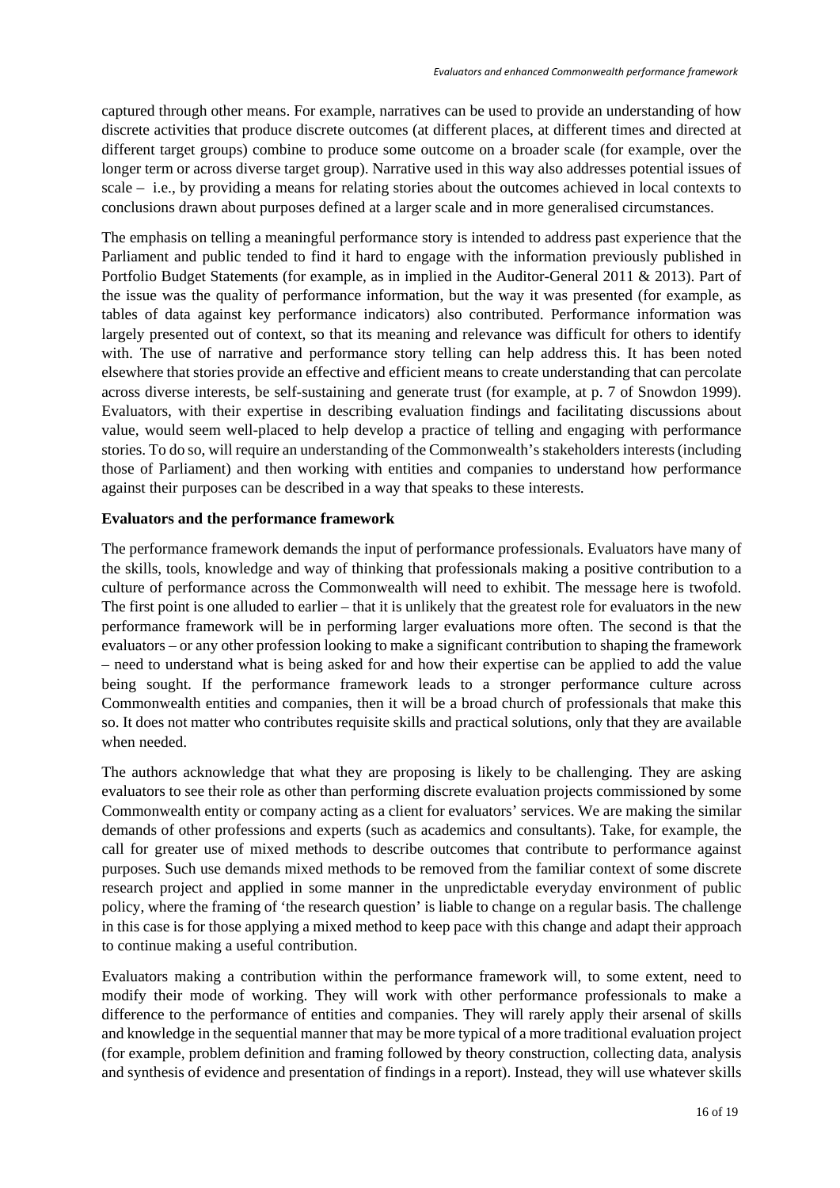captured through other means. For example, narratives can be used to provide an understanding of how discrete activities that produce discrete outcomes (at different places, at different times and directed at different target groups) combine to produce some outcome on a broader scale (for example, over the longer term or across diverse target group). Narrative used in this way also addresses potential issues of scale – i.e., by providing a means for relating stories about the outcomes achieved in local contexts to conclusions drawn about purposes defined at a larger scale and in more generalised circumstances.

The emphasis on telling a meaningful performance story is intended to address past experience that the Parliament and public tended to find it hard to engage with the information previously published in Portfolio Budget Statements (for example, as in implied in the Auditor-General 2011 & 2013). Part of the issue was the quality of performance information, but the way it was presented (for example, as tables of data against key performance indicators) also contributed. Performance information was largely presented out of context, so that its meaning and relevance was difficult for others to identify with. The use of narrative and performance story telling can help address this. It has been noted elsewhere that stories provide an effective and efficient means to create understanding that can percolate across diverse interests, be self-sustaining and generate trust (for example, at p. 7 of Snowdon 1999). Evaluators, with their expertise in describing evaluation findings and facilitating discussions about value, would seem well-placed to help develop a practice of telling and engaging with performance stories. To do so, will require an understanding of the Commonwealth's stakeholders interests (including those of Parliament) and then working with entities and companies to understand how performance against their purposes can be described in a way that speaks to these interests.

**Evaluators and the performance framework**

The performance framework demands the input of performance professionals. Evaluators have many of the skills, tools, knowledge and way of thinking that professionals making a positive contribution to a culture of performance across the Commonwealth will need to exhibit. The message here is twofold. The first point is one alluded to earlier – that it is unlikely that the greatest role for evaluators in the new performance framework will be in performing larger evaluations more often. The second is that the evaluators – or any other profession looking to make a significant contribution to shaping the framework – need to understand what is being asked for and how their expertise can be applied to add the value being sought. If the performance framework leads to a stronger performance culture across Commonwealth entities and companies, then it will be a broad church of professionals that make this so. It does not matter who contributes requisite skills and practical solutions, only that they are available when needed.

The authors acknowledge that what they are proposing is likely to be challenging. They are asking evaluators to see their role as other than performing discrete evaluation projects commissioned by some Commonwealth entity or company acting as a client for evaluators' services. We are making the similar demands of other professions and experts (such as academics and consultants). Take, for example, the call for greater use of mixed methods to describe outcomes that contribute to performance against purposes. Such use demands mixed methods to be removed from the familiar context of some discrete research project and applied in some manner in the unpredictable everyday environment of public policy, where the framing of 'the research question' is liable to change on a regular basis. The challenge in this case is for those applying a mixed method to keep pace with this change and adapt their approach to continue making a useful contribution.

Evaluators making a contribution within the performance framework will, to some extent, need to modify their mode of working. They will work with other performance professionals to make a difference to the performance of entities and companies. They will rarely apply their arsenal of skills and knowledge in the sequential manner that may be more typical of a more traditional evaluation project (for example, problem definition and framing followed by theory construction, collecting data, analysis and synthesis of evidence and presentation of findings in a report). Instead, they will use whatever skills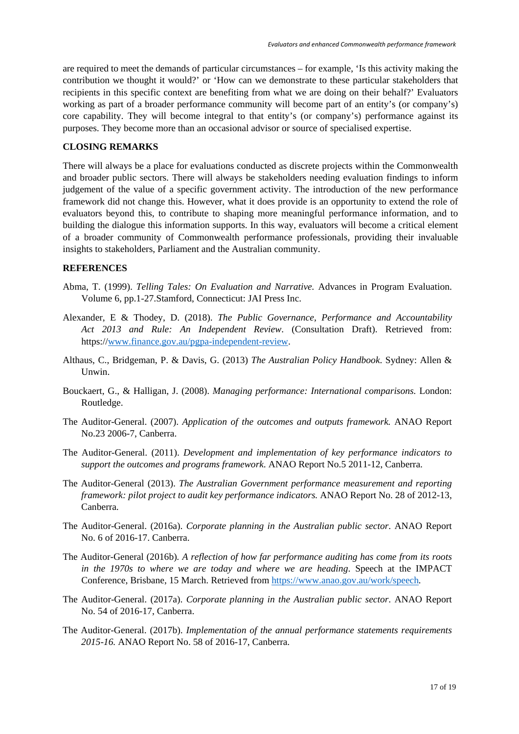are required to meet the demands of particular circumstances – for example, 'Is this activity making the contribution we thought it would?' or 'How can we demonstrate to these particular stakeholders that recipients in this specific context are benefiting from what we are doing on their behalf?' Evaluators working as part of a broader performance community will become part of an entity's (or company's) core capability. They will become integral to that entity's (or company's) performance against its purposes. They become more than an occasional advisor or source of specialised expertise.

## CLOSING REMARKS

There will always be a place for evaluations conducted as discrete projects within the Commonwealth and broader public sectors. There will always be stakeholders needing evaluation findings to inform judgement of the value of a specific government activity. The introduction of the new performance framework did not change this. However, what it does provide is an opportunity to extend the role of evaluators beyond this, to contribute to shaping more meaningful performance information, and to building the dialogue this information supports. In this way, evaluators will become a critical element of a broader community of Commonwealth performance professionals, providing their invaluable insights to stakeholders, Parliament and the Australian community.

## REFERENCES

Abma, T. (1999). *Telling Tales: On Evaluation and Narrative.* Advances in Program Evaluation. Volume 6, pp.1-27.Stamford, Connecticut: JAI Press Inc.

Alexander, E & Thodey, D. (2018). *The Public Governance, Performance and Accountability Act 2013 and Rule: An Independent Review*. (Consultation Draft). Retrieved from: https://www.finance.gov.au/pgpa-independent-review.

Althaus, C., Bridgeman, P. & Davis, G. (2013) *The Australian Policy Handbook*. Sydney: Allen & Unwin.

Bouckaert, G., & Halligan, J. (2008). *Managing performance: International comparisons.* London: Routledge.

The Auditor-General. (2007). *Application of the outcomes and outputs framework.* ANAO Report No.23 2006-7, Canberra.

The Auditor-General. (2011). *Development and implementation of key performance indicators to support the outcomes and programs framework.* ANAO Report No.5 2011-12, Canberra.

The Auditor-General (2013). *The Australian Government performance measurement and reporting framework: pilot project to audit key performance indicators.* ANAO Report No. 28 of 2012-13, Canberra.

The Auditor-General. (2016a). *Corporate planning in the Australian public sector*. ANAO Report No. 6 of 2016-17. Canberra.

The Auditor-General (2016b). *A reflection of how far performance auditing has come from its roots in the 1970s to where we are today and where we are heading*. Speech at the IMPACT Conference, Brisbane, 15 March. Retrieved from https://www.anao.gov.au/work/speech.

The Auditor-General. (2017a). *Corporate planning in the Australian public sector*. ANAO Report No. 54 of 2016-17, Canberra.

The Auditor-General. (2017b). *Implementation of the annual performance statements requirements 2015-16.* ANAO Report No. 58 of 2016-17, Canberra.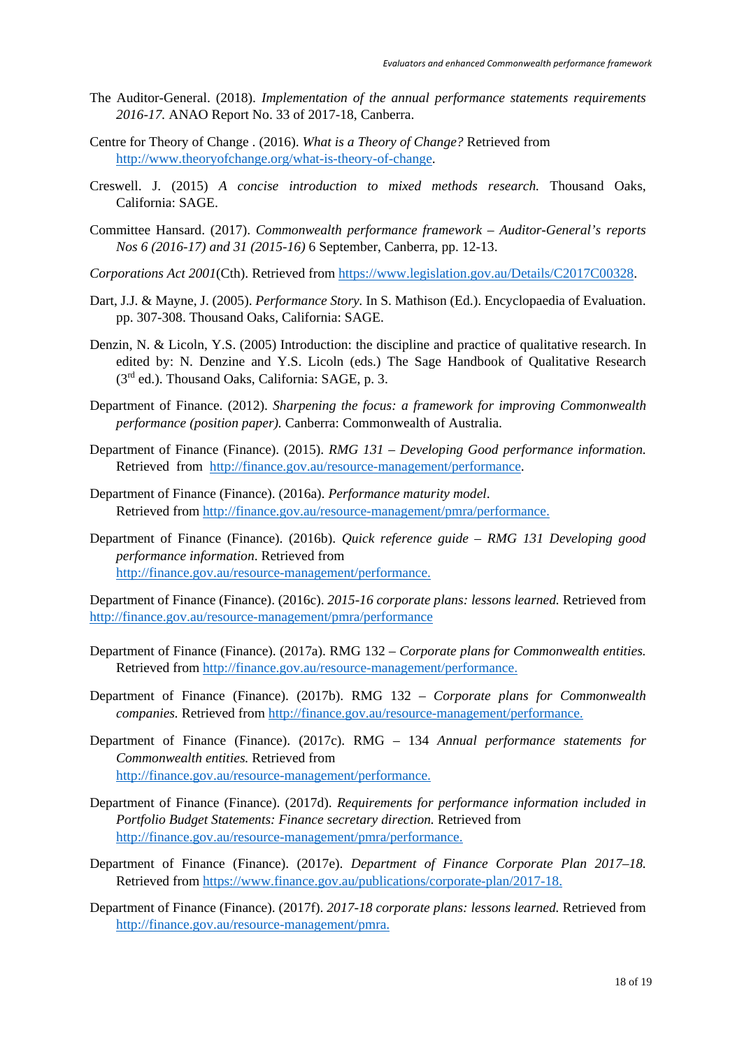The Auditor-General. (2018). *Implementation of the annual performance statements requirements 2016-17.* ANAO Report No. 33 of 2017-18, Canberra.

Centre for Theory of Change . (2016). *What is a Theory of Change?* Retrieved from http://www.theoryofchange.org/what-is-theory-of-change.

Creswell. J. (2015) *A concise introduction to mixed methods research.* Thousand Oaks, California: SAGE.

Committee Hansard. (2017). *Commonwealth performance framework – Auditor-General's reports Nos 6 (2016-17) and 31 (2015-16)* 6 September, Canberra, pp. 12-13.

*Corporations Act 2001*(Cth). Retrieved from https://www.legislation.gov.au/Details/C2017C00328.

Dart, J.J. & Mayne, J. (2005). *Performance Story.* In S. Mathison (Ed.). Encyclopaedia of Evaluation. pp. 307-308. Thousand Oaks, California: SAGE.

Denzin, N. & Licoln, Y.S. (2005) Introduction: the discipline and practice of qualitative research. In edited by: N. Denzine and Y.S. Licoln (eds.) The Sage Handbook of Qualitative Research (3rd ed.). Thousand Oaks, California: SAGE, p. 3.

Department of Finance. (2012). *Sharpening the focus: a framework for improving Commonwealth performance (position paper).* Canberra: Commonwealth of Australia.

Department of Finance (Finance). (2015). *RMG 131 – Developing Good performance information.* Retrieved from http://finance.gov.au/resource-management/performance.

Department of Finance (Finance). (2016a). *Performance maturity model*. Retrieved from http://finance.gov.au/resource-management/pmra/performance.

Department of Finance (Finance). (2016b). *Quick reference guide – RMG 131 Developing good performance information*. Retrieved from http://finance.gov.au/resource-management/performance.

Department of Finance (Finance). (2016c). *2015-16 corporate plans: lessons learned.* Retrieved from http://finance.gov.au/resource-management/pmra/performance

Department of Finance (Finance). (2017a). RMG 132 – *Corporate plans for Commonwealth entities.* Retrieved from http://finance.gov.au/resource-management/performance.

Department of Finance (Finance). (2017b). RMG 132 – *Corporate plans for Commonwealth companies.* Retrieved from http://finance.gov.au/resource-management/performance.

Department of Finance (Finance). (2017c). RMG – 134 *Annual performance statements for Commonwealth entities.* Retrieved from http://finance.gov.au/resource-management/performance.

Department of Finance (Finance). (2017d). *Requirements for performance information included in Portfolio Budget Statements: Finance secretary direction.* Retrieved from http://finance.gov.au/resource-management/pmra/performance.

Department of Finance (Finance). (2017e). *Department of Finance Corporate Plan 2017–18.* Retrieved from https://www.finance.gov.au/publications/corporate-plan/2017-18.

Department of Finance (Finance). (2017f). *2017-18 corporate plans: lessons learned.* Retrieved from http://finance.gov.au/resource-management/pmra.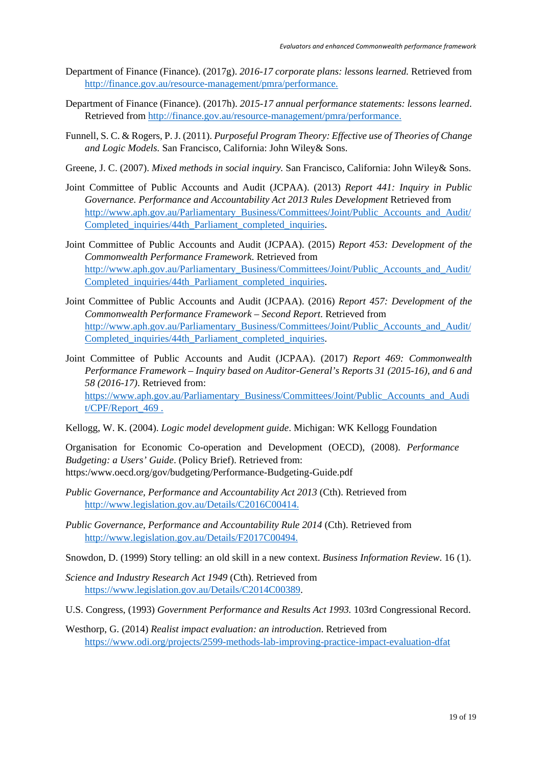Department of Finance (Finance). (2017g). *2016-17 corporate plans: lessons learned.* Retrieved from http://finance.gov.au/resource-management/pmra/performance.

Department of Finance (Finance). (2017h). *2015-17 annual performance statements: lessons learned*. Retrieved from http://finance.gov.au/resource-management/pmra/performance.

Funnell, S. C. & Rogers, P. J. (2011). *Purposeful Program Theory: Effective use of Theories of Change and Logic Models.* San Francisco, California: John Wiley& Sons.

Greene, J. C. (2007). *Mixed methods in social inquiry.* San Francisco, California: John Wiley& Sons.

Joint Committee of Public Accounts and Audit (JCPAA). (2013) *Report 441: Inquiry in Public Governance. Performance and Accountability Act 2013 Rules Development* Retrieved from http://www.aph.gov.au/Parliamentary_Business/Committees/Joint/Public_Accounts_and_Audit/Completed_inquiries/44th_Parliament_completed_inquiries.

Joint Committee of Public Accounts and Audit (JCPAA). (2015) *Report 453: Development of the Commonwealth Performance Framework.* Retrieved from http://www.aph.gov.au/Parliamentary_Business/Committees/Joint/Public_Accounts_and_Audit/Completed_inquiries/44th_Parliament_completed_inquiries.

Joint Committee of Public Accounts and Audit (JCPAA). (2016) *Report 457: Development of the Commonwealth Performance Framework – Second Report*. Retrieved from http://www.aph.gov.au/Parliamentary_Business/Committees/Joint/Public_Accounts_and_Audit/Completed_inquiries/44th_Parliament_completed_inquiries.

Joint Committee of Public Accounts and Audit (JCPAA). (2017) *Report 469: Commonwealth Performance Framework – Inquiry based on Auditor-General's Reports 31 (2015-16), and 6 and 58 (2016-17)*. Retrieved from: https://www.aph.gov.au/Parliamentary_Business/Committees/Joint/Public_Accounts_and_Audit/CPF/Report_469 .

Kellogg, W. K. (2004). *Logic model development guide*. Michigan: WK Kellogg Foundation

Organisation for Economic Co-operation and Development (OECD), (2008). *Performance Budgeting: a Users' Guide*. (Policy Brief). Retrieved from: https:/www.oecd.org/gov/budgeting/Performance-Budgeting-Guide.pdf

*Public Governance, Performance and Accountability Act 2013* (Cth). Retrieved from http://www.legislation.gov.au/Details/C2016C00414.

*Public Governance, Performance and Accountability Rule 2014* (Cth). Retrieved from http://www.legislation.gov.au/Details/F2017C00494.

Snowdon, D. (1999) Story telling: an old skill in a new context. *Business Information Review*. 16 (1).

*Science and Industry Research Act 1949* (Cth). Retrieved from https://www.legislation.gov.au/Details/C2014C00389.

U.S. Congress, (1993) *Government Performance and Results Act 1993.* 103rd Congressional Record.

Westhorp, G. (2014) *Realist impact evaluation: an introduction*. Retrieved from https://www.odi.org/projects/2599-methods-lab-improving-practice-impact-evaluation-dfat